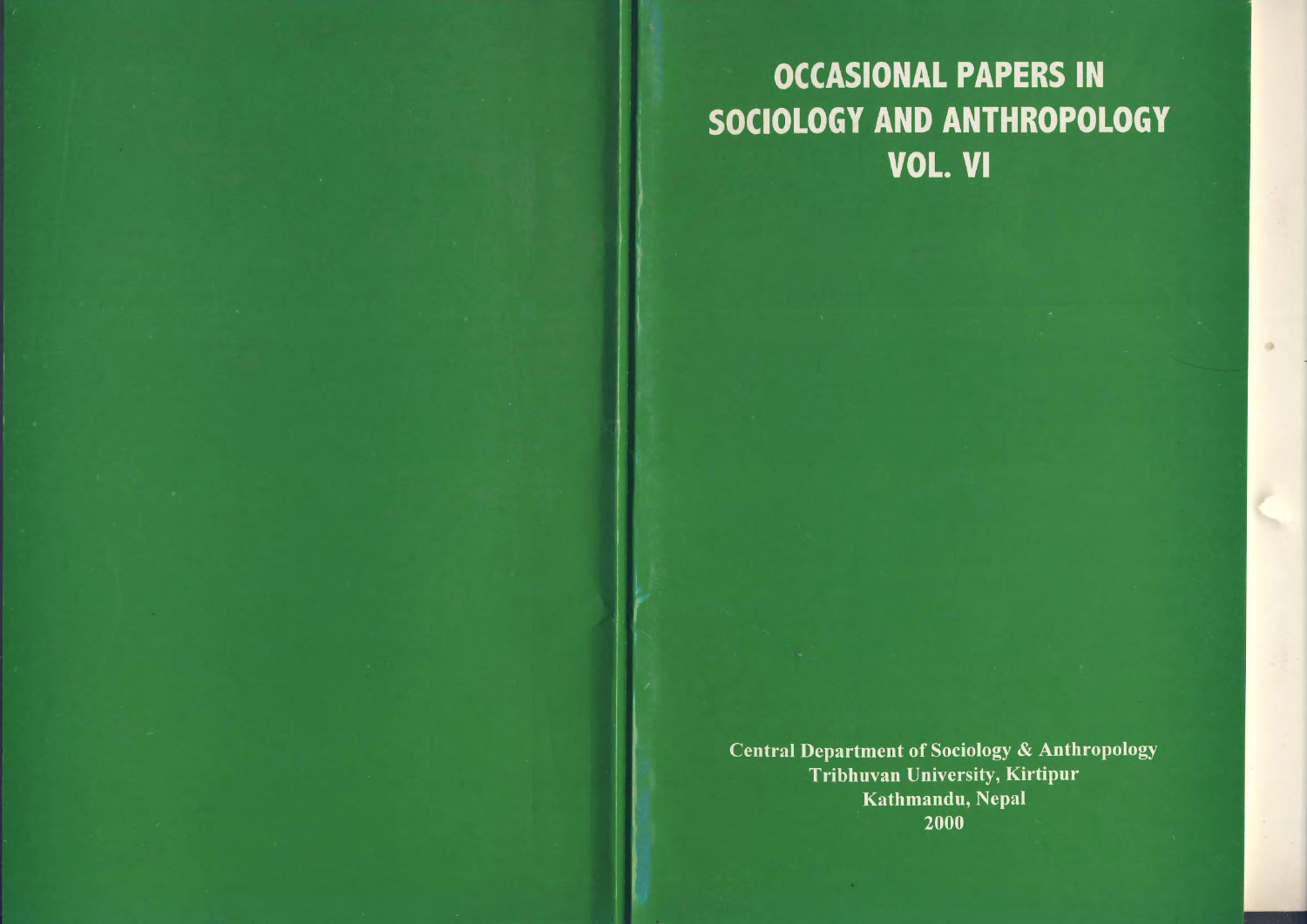# OCCASIONAL PAPERS IN SOCIOLOGY AND ANTHROPOLOGY VOL. VI

**Central Department of Sociology & Anthropology**
**Tribhuvan University, Kirtipur**
**Kathmandu, Nepal**
**2000**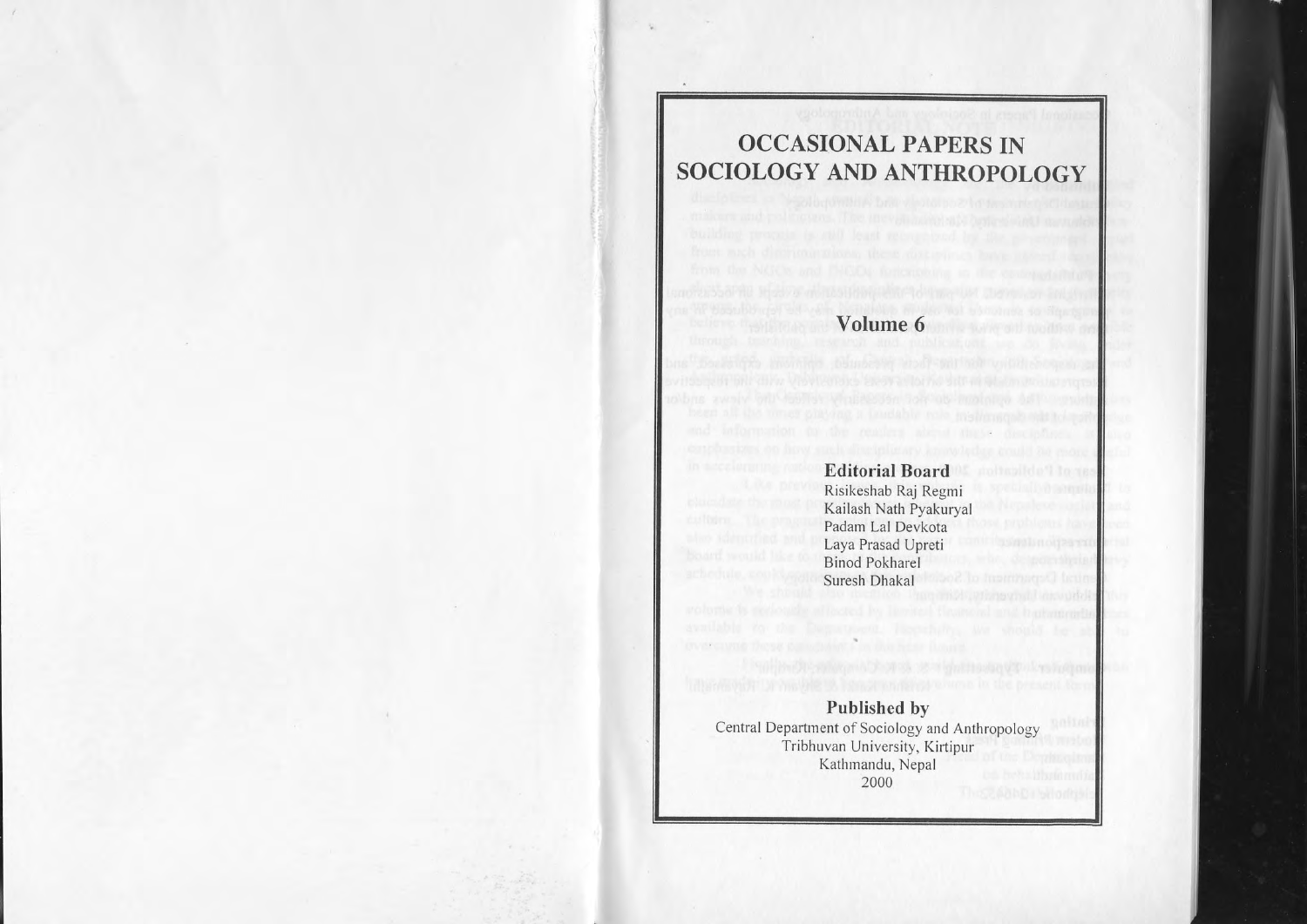# OCCASIONAL PAPERS IN SOCIOLOGY AND ANTHROPOLOGY

## Volume 6

### Editorial Board

Risikeshab Raj Regmi
Kailash Nath Pyakuryal
Padam Lal Devkota
Laya Prasad Upreti
Binod Pokharel
Suresh Dhakal

### Published by

Central Department of Sociology and Anthropology
Tribhuvan University, Kirtipur
Kathmandu, Nepal
2000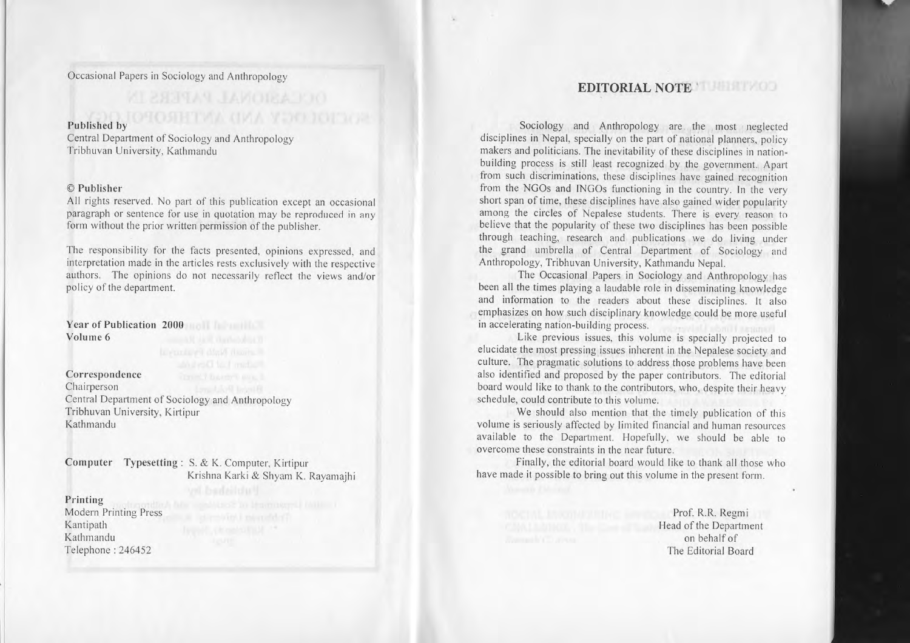Occasional Papers in Sociology and Anthropology

**Published by**
Central Department of Sociology and Anthropology
Tribhuvan University, Kathmandu

**© Publisher**
All rights reserved. No part of this publication except an occasional paragraph or sentence for use in quotation may be reproduced in any form without the prior written permission of the publisher.

The responsibility for the facts presented, opinions expressed, and interpretation made in the articles rests exclusively with the respective authors. The opinions do not necessarily reflect the views and/or policy of the department.

**Year of Publication 2000**
**Volume 6**

**Correspondence**
Chairperson
Central Department of Sociology and Anthropology
Tribhuvan University, Kirtipur
Kathmandu

**Computer Typesetting** : S. & K. Computer, Kirtipur
Krishna Karki & Shyam K. Rayamajhi

**Printing**
Modern Printing Press
Kantipath
Kathmandu
Telephone : 246452

# EDITORIAL NOTE

Sociology and Anthropology are the most neglected disciplines in Nepal, specially on the part of national planners, policy makers and politicians. The inevitability of these disciplines in nation-building process is still least recognized by the government. Apart from such discriminations, these disciplines have gained recognition from the NGOs and INGOs functioning in the country. In the very short span of time, these disciplines have also gained wider popularity among the circles of Nepalese students. There is every reason to believe that the popularity of these two disciplines has been possible through teaching, research and publications we do living under the grand umbrella of Central Department of Sociology and Anthropology, Tribhuvan University, Kathmandu Nepal.

The Occasional Papers in Sociology and Anthropology has been all the times playing a laudable role in disseminating knowledge and information to the readers about these disciplines. It also emphasizes on how such disciplinary knowledge could be more useful in accelerating nation-building process.

Like previous issues, this volume is specially projected to elucidate the most pressing issues inherent in the Nepalese society and culture. The pragmatic solutions to address those problems have been also identified and proposed by the paper contributors. The editorial board would like to thank to the contributors, who, despite their heavy schedule, could contribute to this volume.

We should also mention that the timely publication of this volume is seriously affected by limited financial and human resources available to the Department. Hopefully, we should be able to overcome these constraints in the near future.

Finally, the editorial board would like to thank all those who have made it possible to bring out this volume in the present form.

Prof. R.R. Regmi
Head of the Department
on behalf of
The Editorial Board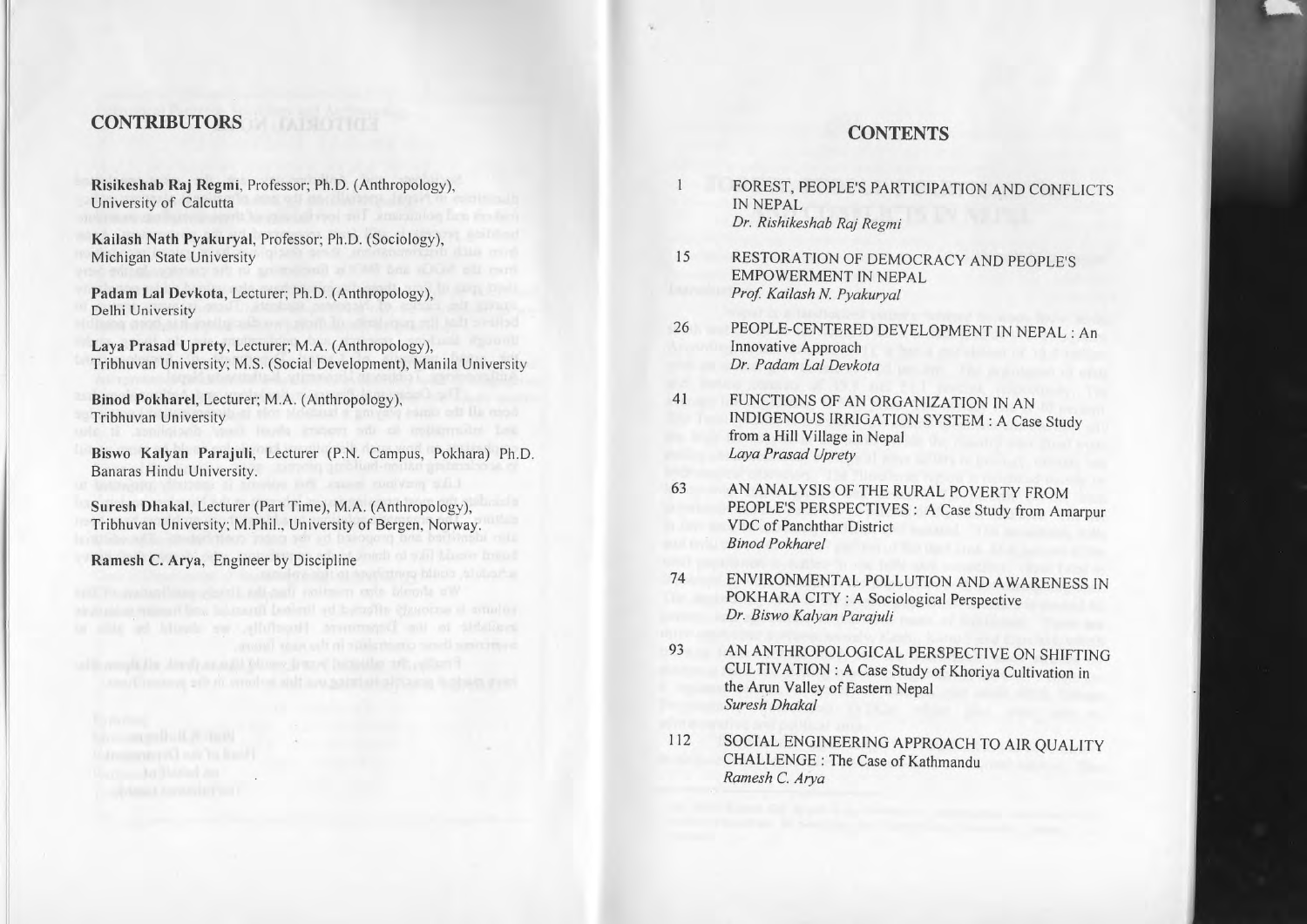## CONTRIBUTORS

**Risikeshab Raj Regmi**, Professor; Ph.D. (Anthropology), University of Calcutta

**Kailash Nath Pyakuryal**, Professor; Ph.D. (Sociology), Michigan State University

**Padam Lal Devkota**, Lecturer; Ph.D. (Anthropology), Delhi University

**Laya Prasad Uprety**, Lecturer; M.A. (Anthropology), Tribhuvan University; M.S. (Social Development), Manila University

**Binod Pokharel**, Lecturer; M.A. (Anthropology), Tribhuvan University

**Biswo Kalyan Parajuli**, Lecturer (P.N. Campus, Pokhara) Ph.D. Banaras Hindu University.

**Suresh Dhakal**, Lecturer (Part Time), M.A. (Anthropology), Tribhuvan University; M.Phil., University of Bergen, Norway.

**Ramesh C. Arya**, Engineer by Discipline

## CONTENTS

1 FOREST, PEOPLE'S PARTICIPATION AND CONFLICTS IN NEPAL
*Dr. Rishikeshab Raj Regmi*

15 RESTORATION OF DEMOCRACY AND PEOPLE'S EMPOWERMENT IN NEPAL
*Prof. Kailash N. Pyakuryal*

26 PEOPLE-CENTERED DEVELOPMENT IN NEPAL : An Innovative Approach
*Dr. Padam Lal Devkota*

41 FUNCTIONS OF AN ORGANIZATION IN AN INDIGENOUS IRRIGATION SYSTEM : A Case Study from a Hill Village in Nepal
*Laya Prasad Uprety*

63 AN ANALYSIS OF THE RURAL POVERTY FROM PEOPLE'S PERSPECTIVES : A Case Study from Amarpur VDC of Panchthar District
*Binod Pokharel*

74 ENVIRONMENTAL POLLUTION AND AWARENESS IN POKHARA CITY : A Sociological Perspective
*Dr. Biswo Kalyan Parajuli*

93 AN ANTHROPOLOGICAL PERSPECTIVE ON SHIFTING CULTIVATION : A Case Study of Khoriya Cultivation in the Arun Valley of Eastern Nepal
*Suresh Dhakal*

112 SOCIAL ENGINEERING APPROACH TO AIR QUALITY CHALLENGE : The Case of Kathmandu
*Ramesh C. Arya*